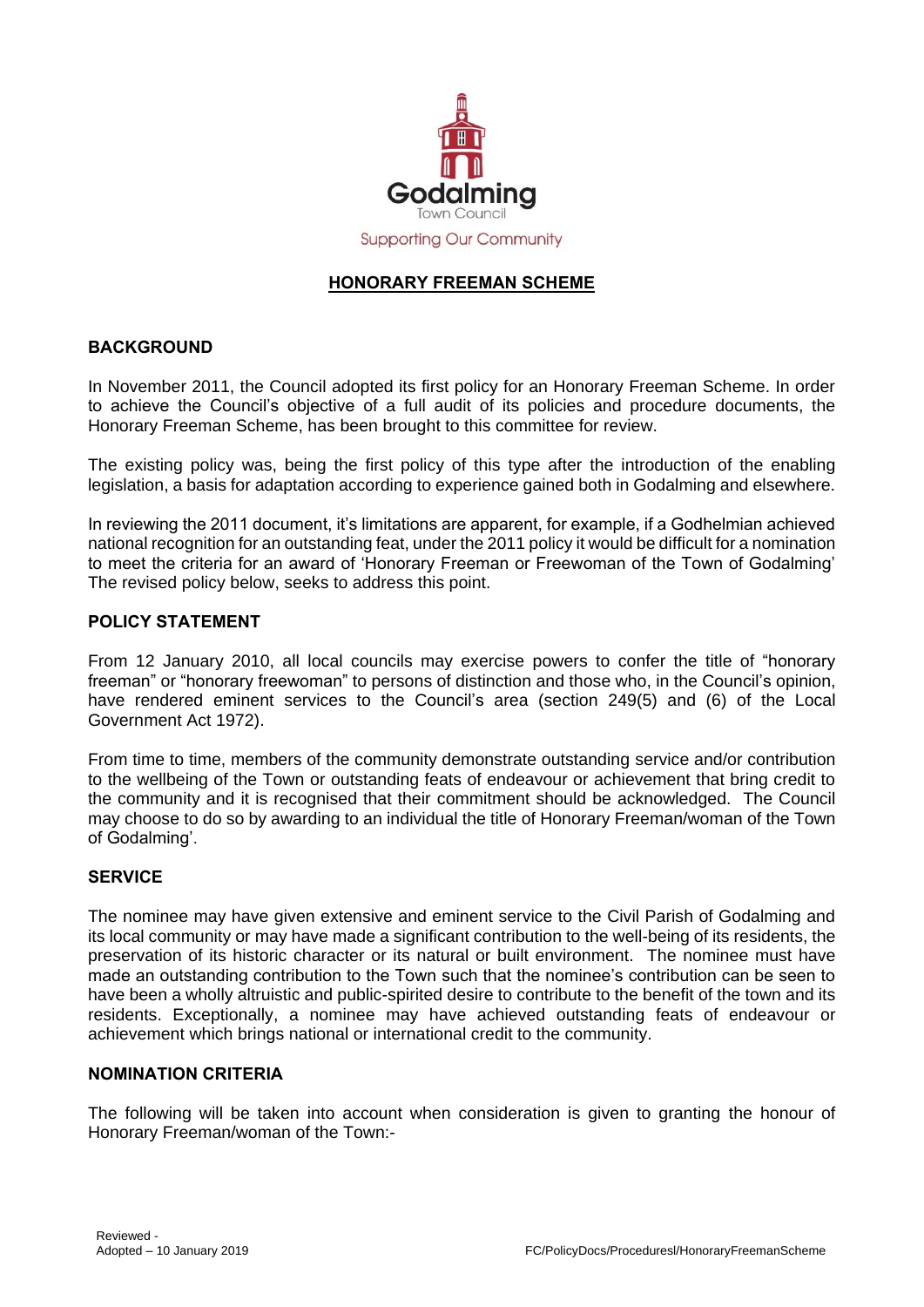Godalming
Town Council
Supporting Our Community

# HONORARY FREEMAN SCHEME

## BACKGROUND

In November 2011, the Council adopted its first policy for an Honorary Freeman Scheme. In order to achieve the Council's objective of a full audit of its policies and procedure documents, the Honorary Freeman Scheme, has been brought to this committee for review.

The existing policy was, being the first policy of this type after the introduction of the enabling legislation, a basis for adaptation according to experience gained both in Godalming and elsewhere.

In reviewing the 2011 document, it's limitations are apparent, for example, if a Godhelmian achieved national recognition for an outstanding feat, under the 2011 policy it would be difficult for a nomination to meet the criteria for an award of 'Honorary Freeman or Freewoman of the Town of Godalming' The revised policy below, seeks to address this point.

## POLICY STATEMENT

From 12 January 2010, all local councils may exercise powers to confer the title of "honorary freeman" or "honorary freewoman" to persons of distinction and those who, in the Council's opinion, have rendered eminent services to the Council's area (section 249(5) and (6) of the Local Government Act 1972).

From time to time, members of the community demonstrate outstanding service and/or contribution to the wellbeing of the Town or outstanding feats of endeavour or achievement that bring credit to the community and it is recognised that their commitment should be acknowledged. The Council may choose to do so by awarding to an individual the title of Honorary Freeman/woman of the Town of Godalming'.

## SERVICE

The nominee may have given extensive and eminent service to the Civil Parish of Godalming and its local community or may have made a significant contribution to the well-being of its residents, the preservation of its historic character or its natural or built environment. The nominee must have made an outstanding contribution to the Town such that the nominee's contribution can be seen to have been a wholly altruistic and public-spirited desire to contribute to the benefit of the town and its residents. Exceptionally, a nominee may have achieved outstanding feats of endeavour or achievement which brings national or international credit to the community.

## NOMINATION CRITERIA

The following will be taken into account when consideration is given to granting the honour of Honorary Freeman/woman of the Town:-

Reviewed -
Adopted – 10 January 2019

FC/PolicyDocs/Proceduresl/HonoraryFreemanScheme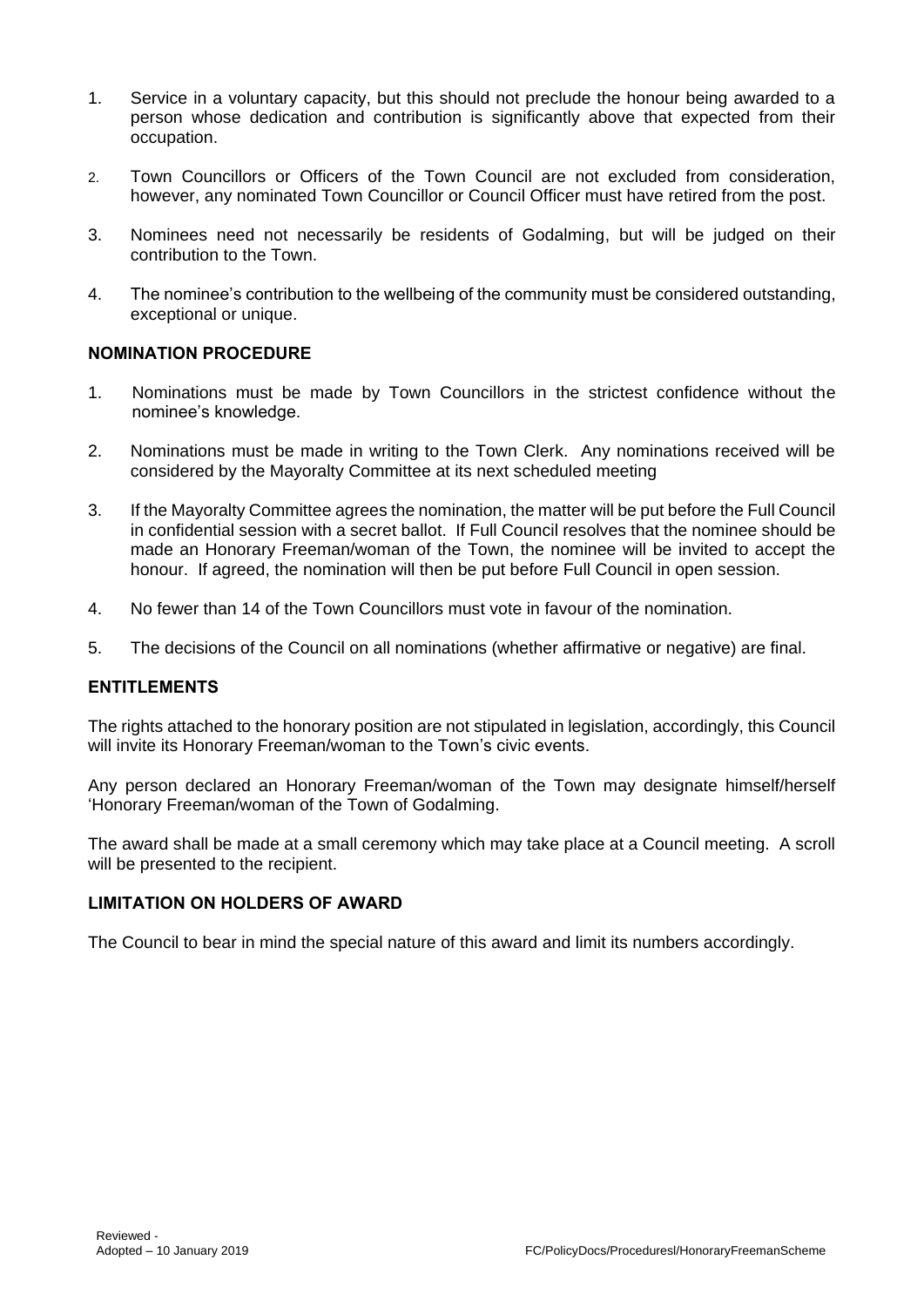1. Service in a voluntary capacity, but this should not preclude the honour being awarded to a person whose dedication and contribution is significantly above that expected from their occupation.

2. Town Councillors or Officers of the Town Council are not excluded from consideration, however, any nominated Town Councillor or Council Officer must have retired from the post.

3. Nominees need not necessarily be residents of Godalming, but will be judged on their contribution to the Town.

4. The nominee's contribution to the wellbeing of the community must be considered outstanding, exceptional or unique.

## NOMINATION PROCEDURE

1. Nominations must be made by Town Councillors in the strictest confidence without the nominee's knowledge.

2. Nominations must be made in writing to the Town Clerk. Any nominations received will be considered by the Mayoralty Committee at its next scheduled meeting

3. If the Mayoralty Committee agrees the nomination, the matter will be put before the Full Council in confidential session with a secret ballot. If Full Council resolves that the nominee should be made an Honorary Freeman/woman of the Town, the nominee will be invited to accept the honour. If agreed, the nomination will then be put before Full Council in open session.

4. No fewer than 14 of the Town Councillors must vote in favour of the nomination.

5. The decisions of the Council on all nominations (whether affirmative or negative) are final.

## ENTITLEMENTS

The rights attached to the honorary position are not stipulated in legislation, accordingly, this Council will invite its Honorary Freeman/woman to the Town's civic events.

Any person declared an Honorary Freeman/woman of the Town may designate himself/herself 'Honorary Freeman/woman of the Town of Godalming.

The award shall be made at a small ceremony which may take place at a Council meeting. A scroll will be presented to the recipient.

## LIMITATION ON HOLDERS OF AWARD

The Council to bear in mind the special nature of this award and limit its numbers accordingly.

Reviewed -
Adopted – 10 January 2019

FC/PolicyDocs/Proceduresl/HonoraryFreemanScheme